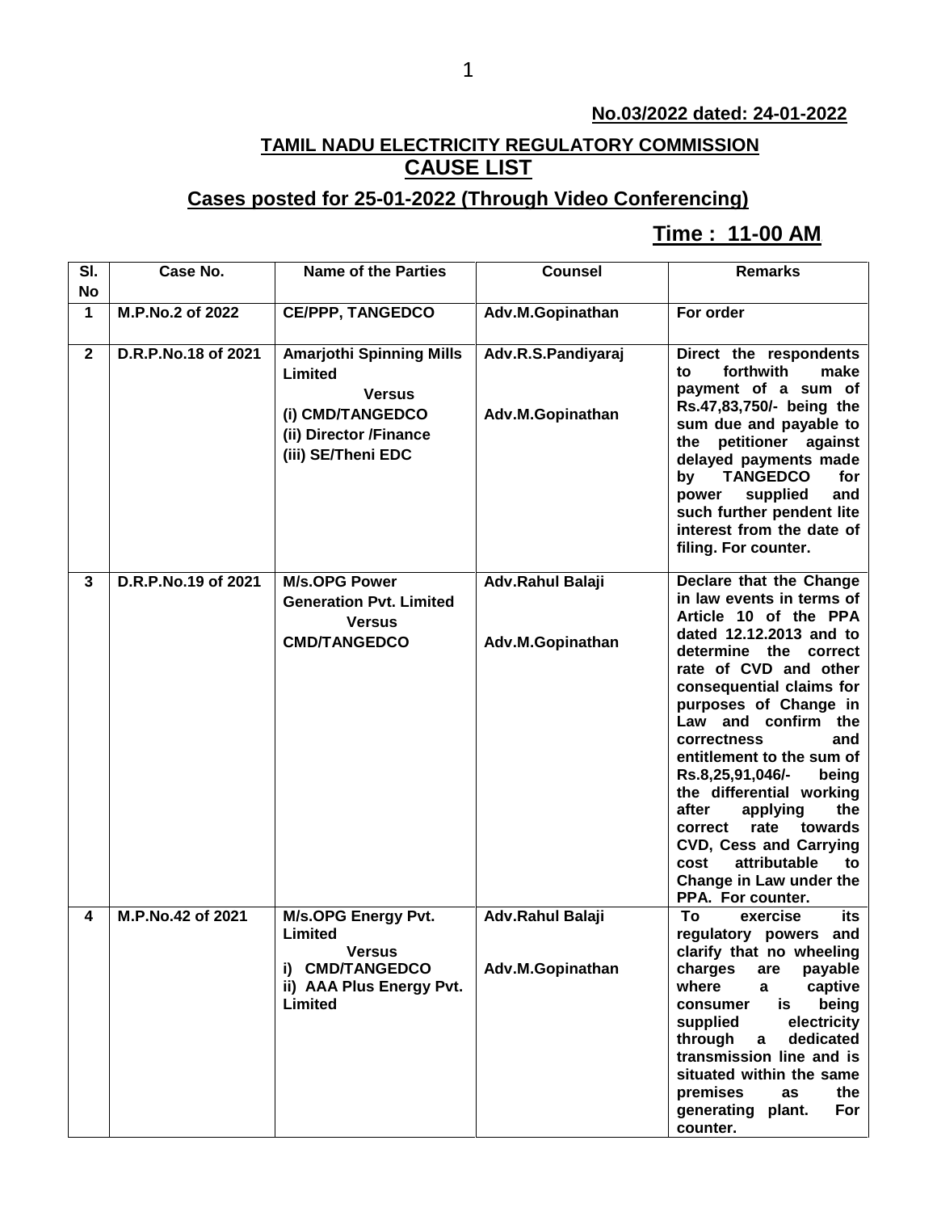**No.03/2022 dated: 24-01-2022**

## TAMIL NADU ELECTRICITY REGULATORY COMMISSION
## CAUSE LIST

### Cases posted for 25-01-2022 (Through Video Conferencing)

**Time : 11-00 AM**

| Sl. No | Case No. | Name of the Parties | Counsel | Remarks |
|---|---|---|---|---|
| 1 | M.P.No.2 of 2022 | CE/PPP, TANGEDCO | Adv.M.Gopinathan | For order |
| 2 | D.R.P.No.18 of 2021 | Amarjothi Spinning Mills Limited<br>Versus<br>(i) CMD/TANGEDCO<br>(ii) Director /Finance<br>(iii) SE/Theni EDC | Adv.R.S.Pandiyaraj<br><br>Adv.M.Gopinathan | Direct the respondents to forthwith make payment of a sum of Rs.47,83,750/- being the sum due and payable to the petitioner against delayed payments made by TANGEDCO for power supplied and such further pendent lite interest from the date of filing. For counter. |
| 3 | D.R.P.No.19 of 2021 | M/s.OPG Power Generation Pvt. Limited<br>Versus<br>CMD/TANGEDCO | Adv.Rahul Balaji<br><br>Adv.M.Gopinathan | Declare that the Change in law events in terms of Article 10 of the PPA dated 12.12.2013 and to determine the correct rate of CVD and other consequential claims for purposes of Change in Law and confirm the correctness and entitlement to the sum of Rs.8,25,91,046/- being the differential working after applying the correct rate towards CVD, Cess and Carrying cost attributable to Change in Law under the PPA. For counter. |
| 4 | M.P.No.42 of 2021 | M/s.OPG Energy Pvt. Limited<br>Versus<br>i) CMD/TANGEDCO<br>ii) AAA Plus Energy Pvt. Limited | Adv.Rahul Balaji<br><br>Adv.M.Gopinathan | To exercise its regulatory powers and clarify that no wheeling charges are payable where a captive consumer is being supplied electricity through a dedicated transmission line and is situated within the same premises as the generating plant. For counter. |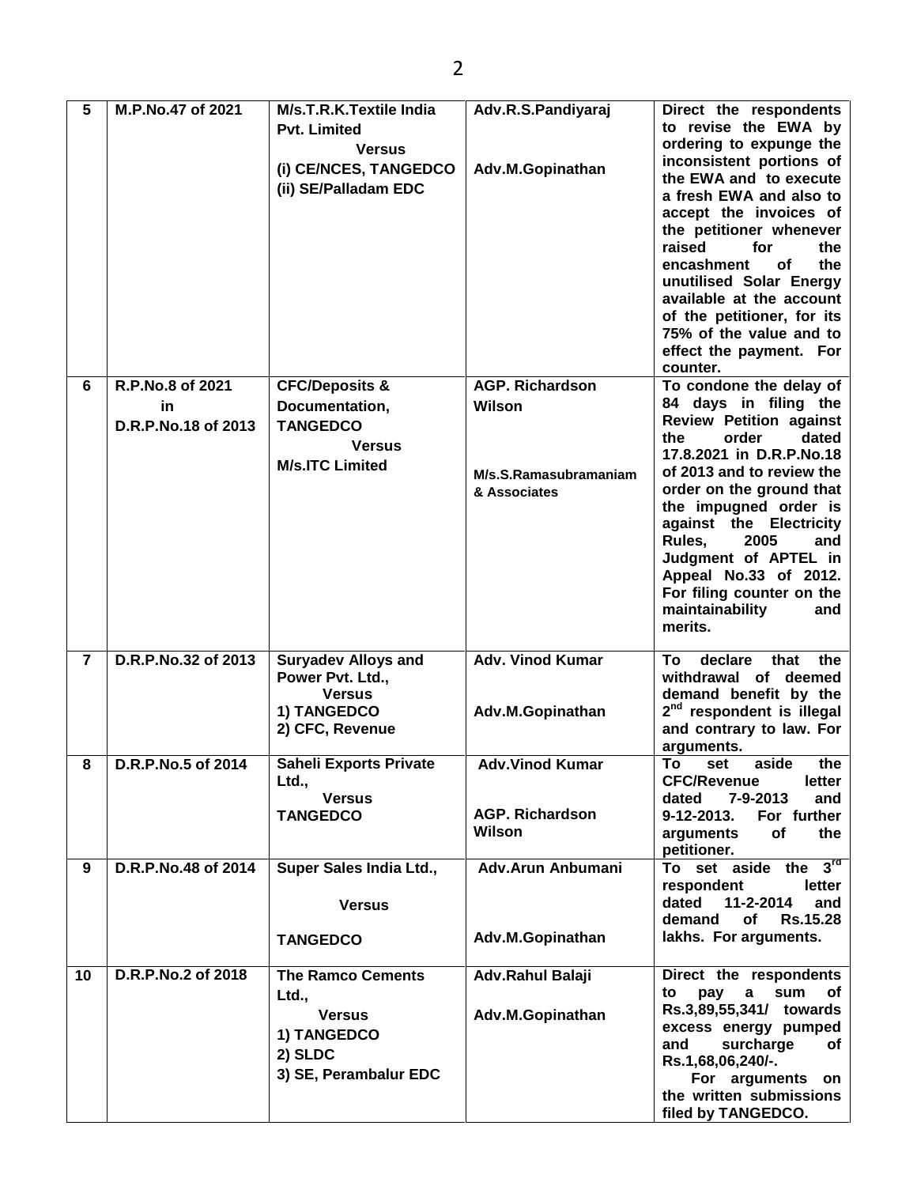| 5 | M.P.No.47 of 2021 | M/s.T.R.K.Textile India Pvt. Limited<br>Versus<br>(i) CE/NCES, TANGEDCO<br>(ii) SE/Palladam EDC | Adv.R.S.Pandiyaraj<br><br>Adv.M.Gopinathan | Direct the respondents to revise the EWA by ordering to expunge the inconsistent portions of the EWA and to execute a fresh EWA and also to accept the invoices of the petitioner whenever raised for the encashment of the unutilised Solar Energy available at the account of the petitioner, for its 75% of the value and to effect the payment. For counter. |
|---|---|---|---|---|
| 6 | R.P.No.8 of 2021<br>in<br>D.R.P.No.18 of 2013 | CFC/Deposits & Documentation, TANGEDCO<br>Versus<br>M/s.ITC Limited | AGP. Richardson Wilson<br><br>M/s.S.Ramasubramaniam & Associates | To condone the delay of 84 days in filing the Review Petition against the order dated 17.8.2021 in D.R.P.No.18 of 2013 and to review the order on the ground that the impugned order is against the Electricity Rules, 2005 and Judgment of APTEL in Appeal No.33 of 2012. For filing counter on the maintainability and merits. |
| 7 | D.R.P.No.32 of 2013 | Suryadev Alloys and Power Pvt. Ltd.,<br>Versus<br>1) TANGEDCO<br>2) CFC, Revenue | Adv. Vinod Kumar<br><br>Adv.M.Gopinathan | To declare that the withdrawal of deemed demand benefit by the 2nd respondent is illegal and contrary to law. For arguments. |
| 8 | D.R.P.No.5 of 2014 | Saheli Exports Private Ltd.,<br>Versus<br>TANGEDCO | Adv.Vinod Kumar<br><br>AGP. Richardson Wilson | To set aside the CFC/Revenue letter dated 7-9-2013 and 9-12-2013. For further arguments of the petitioner. |
| 9 | D.R.P.No.48 of 2014 | Super Sales India Ltd.,<br>Versus<br>TANGEDCO | Adv.Arun Anbumani<br><br>Adv.M.Gopinathan | To set aside the 3rd respondent letter dated 11-2-2014 and demand of Rs.15.28 lakhs. For arguments. |
| 10 | D.R.P.No.2 of 2018 | The Ramco Cements Ltd.,<br>Versus<br>1) TANGEDCO<br>2) SLDC<br>3) SE, Perambalur EDC | Adv.Rahul Balaji<br><br>Adv.M.Gopinathan | Direct the respondents to pay a sum of Rs.3,89,55,341/ towards excess energy pumped and surcharge of Rs.1,68,06,240/-.<br>For arguments on the written submissions filed by TANGEDCO. |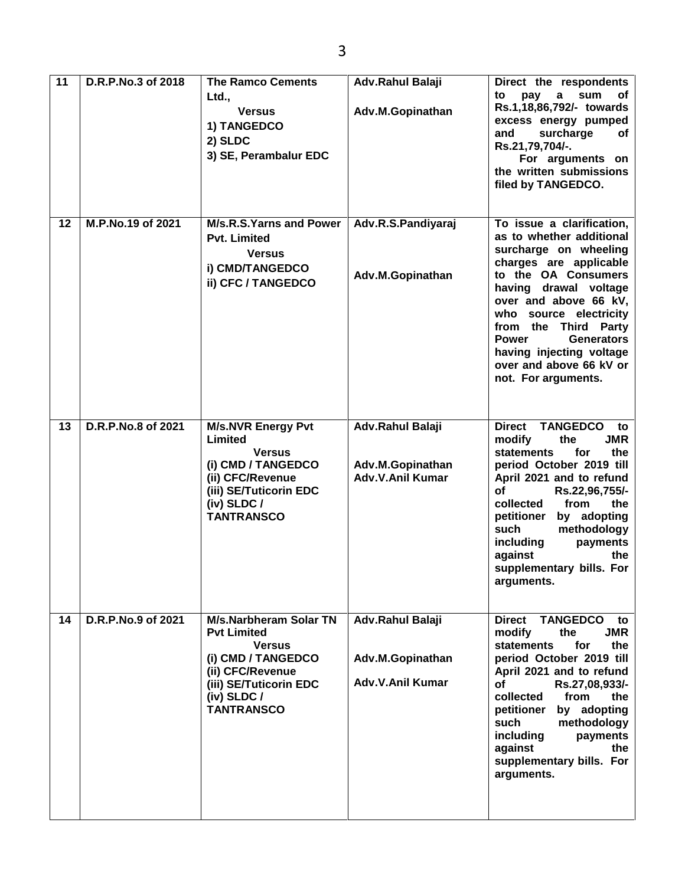| 11 | D.R.P.No.3 of 2018 | **The Ramco Cements Ltd.,** Versus 1) TANGEDCO 2) SLDC 3) SE, Perambalur EDC | Adv.Rahul Balaji<br>Adv.M.Gopinathan | Direct the respondents to pay a sum of Rs.1,18,86,792/- towards excess energy pumped and surcharge of Rs.21,79,704/-. For arguments on the written submissions filed by TANGEDCO. |
|---|---|---|---|---|
| 12 | M.P.No.19 of 2021 | M/s.R.S.Yarns and Power Pvt. Limited Versus i) CMD/TANGEDCO ii) CFC / TANGEDCO | Adv.R.S.Pandiyaraj<br>Adv.M.Gopinathan | To issue a clarification, as to whether additional surcharge on wheeling charges are applicable to the OA Consumers having drawal voltage over and above 66 kV, who source electricity from the Third Party Power Generators having injecting voltage over and above 66 kV or not. For arguments. |
| 13 | D.R.P.No.8 of 2021 | M/s.NVR Energy Pvt Limited Versus (i) CMD / TANGEDCO (ii) CFC/Revenue (iii) SE/Tuticorin EDC (iv) SLDC / TANTRANSCO | Adv.Rahul Balaji<br>Adv.M.Gopinathan<br>Adv.V.Anil Kumar | Direct TANGEDCO to modify the JMR statements for the period October 2019 till April 2021 and to refund of Rs.22,96,755/- collected from the petitioner by adopting such methodology including payments against the supplementary bills. For arguments. |
| 14 | D.R.P.No.9 of 2021 | M/s.Narbheram Solar TN Pvt Limited Versus (i) CMD / TANGEDCO (ii) CFC/Revenue (iii) SE/Tuticorin EDC (iv) SLDC / TANTRANSCO | Adv.Rahul Balaji<br>Adv.M.Gopinathan<br>Adv.V.Anil Kumar | Direct TANGEDCO to modify the JMR statements for the period October 2019 till April 2021 and to refund of Rs.27,08,933/- collected from the petitioner by adopting such methodology including payments against the supplementary bills. For arguments. |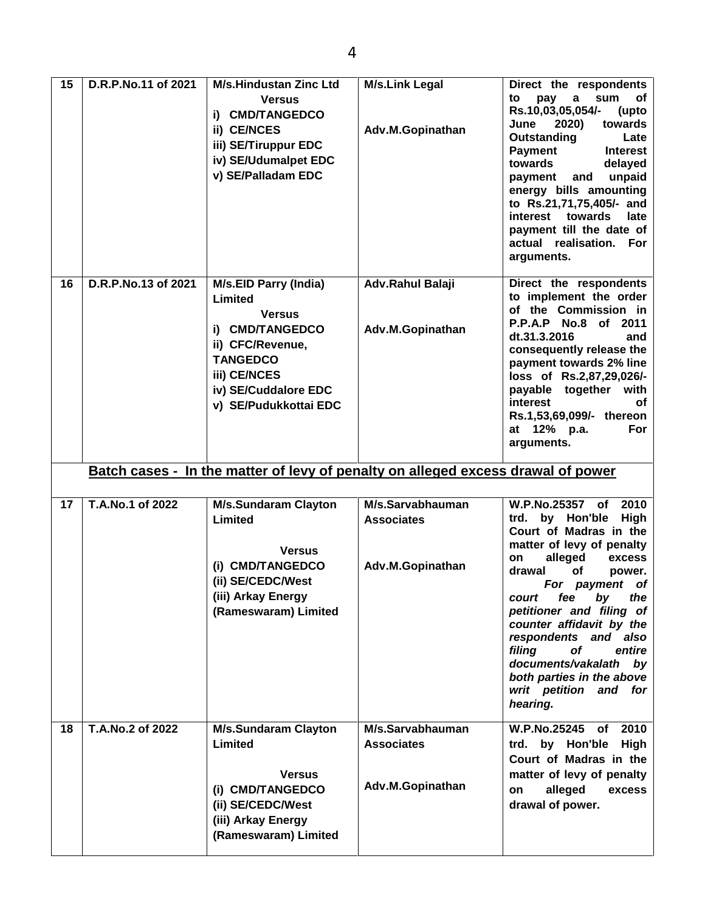| 15 | D.R.P.No.11 of 2021 | M/s.Hindustan Zinc Ltd<br>Versus<br>i) CMD/TANGEDCO<br>ii) CE/NCES<br>iii) SE/Tiruppur EDC<br>iv) SE/Udumalpet EDC<br>v) SE/Palladam EDC | M/s.Link Legal<br><br>Adv.M.Gopinathan | Direct the respondents to pay a sum of Rs.10,03,05,054/- (upto June 2020) towards Outstanding Late Payment Interest towards delayed payment and unpaid energy bills amounting to Rs.21,71,75,405/- and interest towards late payment till the date of actual realisation. For arguments. |
|---|---|---|---|---|
| 16 | D.R.P.No.13 of 2021 | M/s.EID Parry (India) Limited<br>Versus<br>i) CMD/TANGEDCO<br>ii) CFC/Revenue, TANGEDCO<br>iii) CE/NCES<br>iv) SE/Cuddalore EDC<br>v) SE/Pudukkottai EDC | Adv.Rahul Balaji<br><br>Adv.M.Gopinathan | Direct the respondents to implement the order of the Commission in P.P.A.P No.8 of 2011 dt.31.3.2016 and consequently release the payment towards 2% line loss of Rs.2,87,29,026/- payable together with interest of Rs.1,53,69,099/- thereon at 12% p.a. For arguments. |
| | **Batch cases - In the matter of levy of penalty on alleged excess drawal of power** | | | |
| 17 | T.A.No.1 of 2022 | M/s.Sundaram Clayton Limited<br>Versus<br>(i) CMD/TANGEDCO<br>(ii) SE/CEDC/West<br>(iii) Arkay Energy (Rameswaram) Limited | M/s.Sarvabhauman Associates<br><br>Adv.M.Gopinathan | W.P.No.25357 of 2010 trd. by Hon'ble High Court of Madras in the matter of levy of penalty on alleged excess drawal of power. *For payment of court fee by the petitioner and filing of counter affidavit by the respondents and also filing of entire documents/vakalath by both parties in the above writ petition and for hearing.* |
| 18 | T.A.No.2 of 2022 | M/s.Sundaram Clayton Limited<br>Versus<br>(i) CMD/TANGEDCO<br>(ii) SE/CEDC/West<br>(iii) Arkay Energy (Rameswaram) Limited | M/s.Sarvabhauman Associates<br><br>Adv.M.Gopinathan | W.P.No.25245 of 2010 trd. by Hon'ble High Court of Madras in the matter of levy of penalty on alleged excess drawal of power. |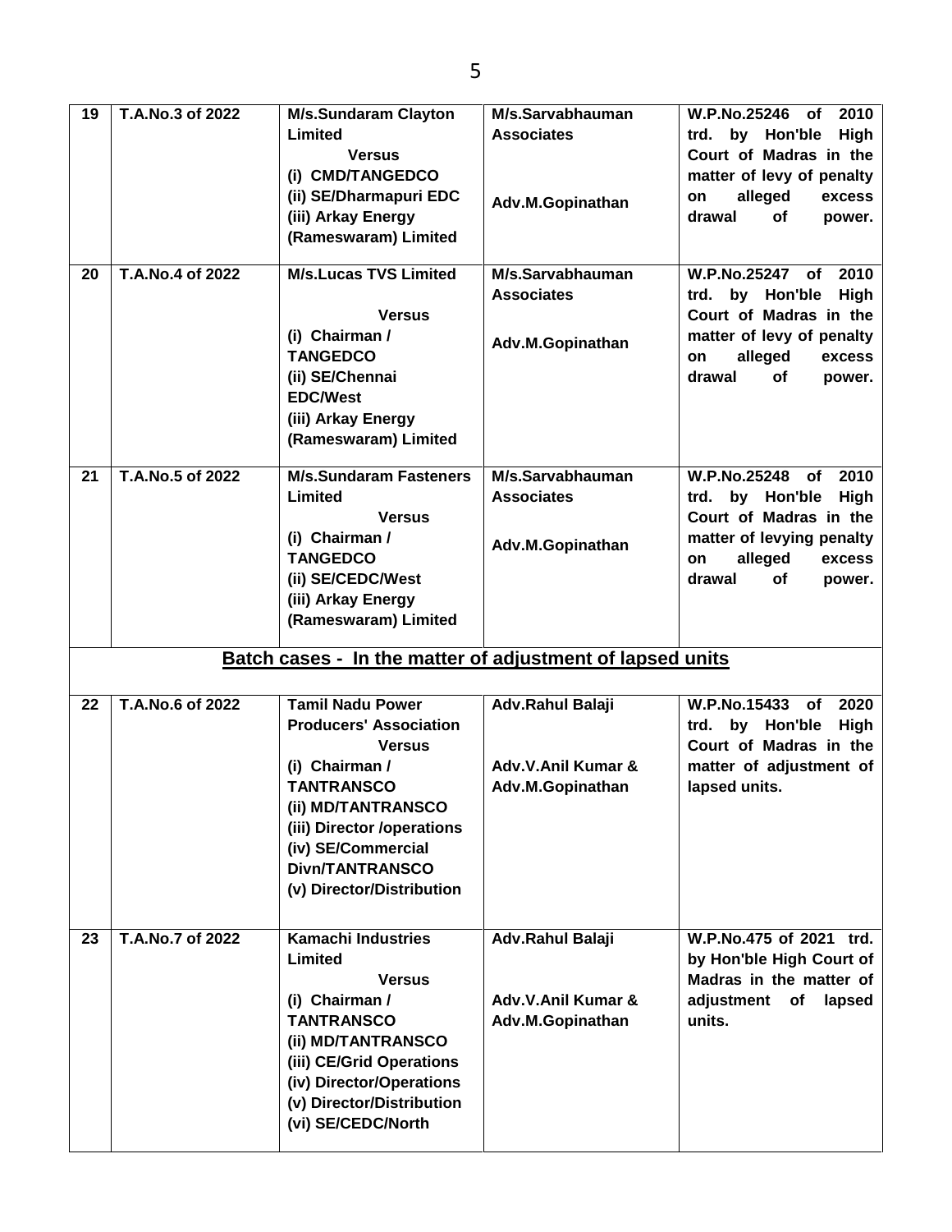| 19 | T.A.No.3 of 2022 | M/s.Sundaram Clayton Limited<br>Versus<br>(i) CMD/TANGEDCO<br>(ii) SE/Dharmapuri EDC<br>(iii) Arkay Energy (Rameswaram) Limited | M/s.Sarvabhauman Associates<br><br>Adv.M.Gopinathan | W.P.No.25246 of 2010 trd. by Hon'ble High Court of Madras in the matter of levy of penalty on alleged excess drawal of power. |
|---|---|---|---|---|
| 20 | T.A.No.4 of 2022 | M/s.Lucas TVS Limited<br>Versus<br>(i) Chairman / TANGEDCO<br>(ii) SE/Chennai EDC/West<br>(iii) Arkay Energy (Rameswaram) Limited | M/s.Sarvabhauman Associates<br><br>Adv.M.Gopinathan | W.P.No.25247 of 2010 trd. by Hon'ble High Court of Madras in the matter of levy of penalty on alleged excess drawal of power. |
| 21 | T.A.No.5 of 2022 | M/s.Sundaram Fasteners Limited<br>Versus<br>(i) Chairman / TANGEDCO<br>(ii) SE/CEDC/West<br>(iii) Arkay Energy (Rameswaram) Limited | M/s.Sarvabhauman Associates<br><br>Adv.M.Gopinathan | W.P.No.25248 of 2010 trd. by Hon'ble High Court of Madras in the matter of levying penalty on alleged excess drawal of power. |
| **Batch cases - In the matter of adjustment of lapsed units** | | | | |
| 22 | T.A.No.6 of 2022 | Tamil Nadu Power Producers' Association<br>Versus<br>(i) Chairman / TANTRANSCO<br>(ii) MD/TANTRANSCO<br>(iii) Director /operations<br>(iv) SE/Commercial Divn/TANTRANSCO<br>(v) Director/Distribution | Adv.Rahul Balaji<br><br>Adv.V.Anil Kumar & Adv.M.Gopinathan | W.P.No.15433 of 2020 trd. by Hon'ble High Court of Madras in the matter of adjustment of lapsed units. |
| 23 | T.A.No.7 of 2022 | Kamachi Industries Limited<br>Versus<br>(i) Chairman / TANTRANSCO<br>(ii) MD/TANTRANSCO<br>(iii) CE/Grid Operations<br>(iv) Director/Operations<br>(v) Director/Distribution<br>(vi) SE/CEDC/North | Adv.Rahul Balaji<br><br>Adv.V.Anil Kumar & Adv.M.Gopinathan | W.P.No.475 of 2021 trd. by Hon'ble High Court of Madras in the matter of adjustment of lapsed units. |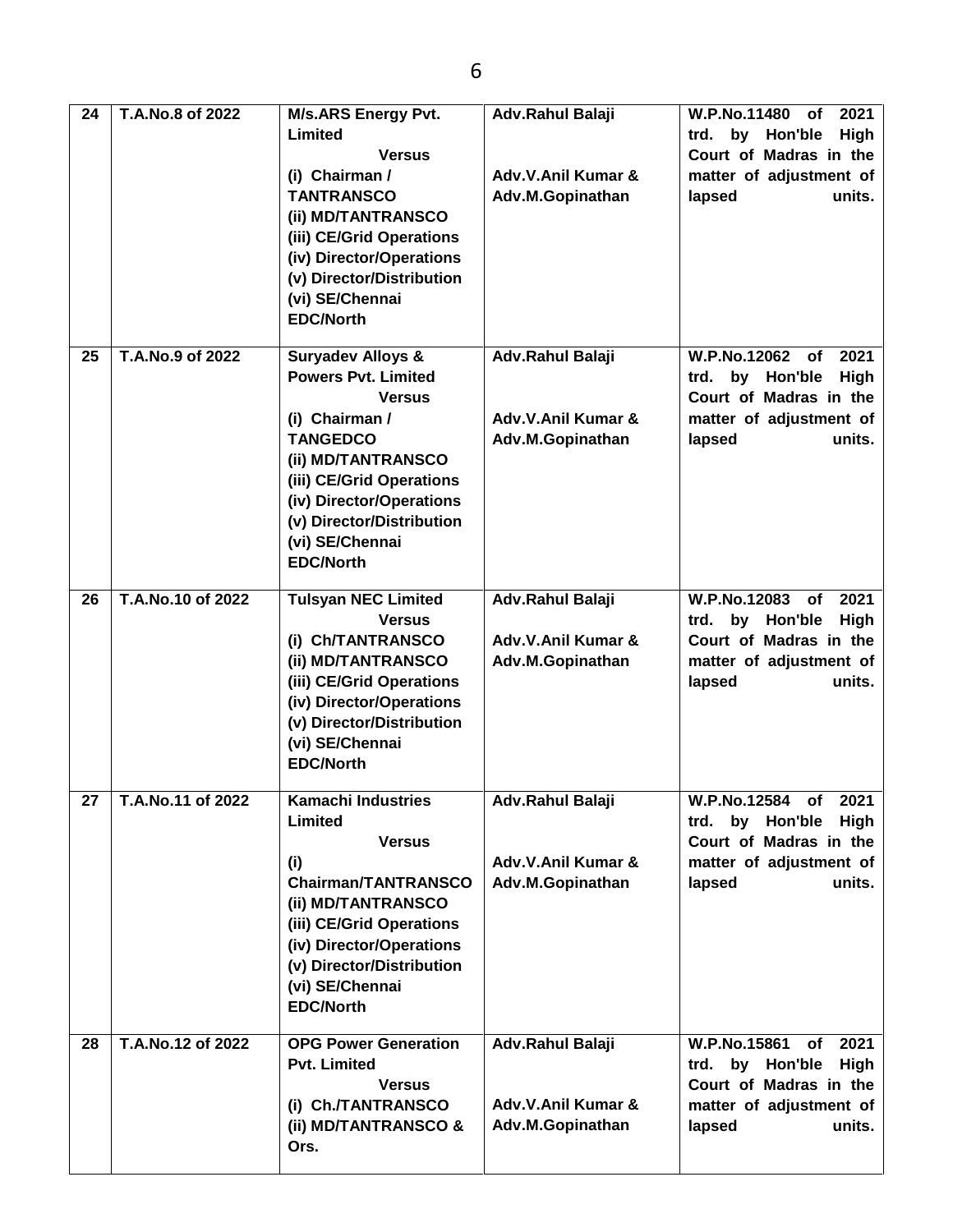| 24 | T.A.No.8 of 2022 | M/s.ARS Energy Pvt. Limited<br>Versus<br>(i) Chairman / TANTRANSCO<br>(ii) MD/TANTRANSCO<br>(iii) CE/Grid Operations<br>(iv) Director/Operations<br>(v) Director/Distribution<br>(vi) SE/Chennai EDC/North | Adv.Rahul Balaji<br><br>Adv.V.Anil Kumar & Adv.M.Gopinathan | W.P.No.11480 of 2021 trd. by Hon'ble High Court of Madras in the matter of adjustment of lapsed units. |
|---|---|---|---|---|
| 25 | T.A.No.9 of 2022 | Suryadev Alloys & Powers Pvt. Limited<br>Versus<br>(i) Chairman / TANGEDCO<br>(ii) MD/TANTRANSCO<br>(iii) CE/Grid Operations<br>(iv) Director/Operations<br>(v) Director/Distribution<br>(vi) SE/Chennai EDC/North | Adv.Rahul Balaji<br><br>Adv.V.Anil Kumar & Adv.M.Gopinathan | W.P.No.12062 of 2021 trd. by Hon'ble High Court of Madras in the matter of adjustment of lapsed units. |
| 26 | T.A.No.10 of 2022 | Tulsyan NEC Limited<br>Versus<br>(i) Ch/TANTRANSCO<br>(ii) MD/TANTRANSCO<br>(iii) CE/Grid Operations<br>(iv) Director/Operations<br>(v) Director/Distribution<br>(vi) SE/Chennai EDC/North | Adv.Rahul Balaji<br><br>Adv.V.Anil Kumar & Adv.M.Gopinathan | W.P.No.12083 of 2021 trd. by Hon'ble High Court of Madras in the matter of adjustment of lapsed units. |
| 27 | T.A.No.11 of 2022 | Kamachi Industries Limited<br>Versus<br>(i) Chairman/TANTRANSCO<br>(ii) MD/TANTRANSCO<br>(iii) CE/Grid Operations<br>(iv) Director/Operations<br>(v) Director/Distribution<br>(vi) SE/Chennai EDC/North | Adv.Rahul Balaji<br><br>Adv.V.Anil Kumar & Adv.M.Gopinathan | W.P.No.12584 of 2021 trd. by Hon'ble High Court of Madras in the matter of adjustment of lapsed units. |
| 28 | T.A.No.12 of 2022 | OPG Power Generation Pvt. Limited<br>Versus<br>(i) Ch./TANTRANSCO<br>(ii) MD/TANTRANSCO & Ors. | Adv.Rahul Balaji<br><br>Adv.V.Anil Kumar & Adv.M.Gopinathan | W.P.No.15861 of 2021 trd. by Hon'ble High Court of Madras in the matter of adjustment of lapsed units. |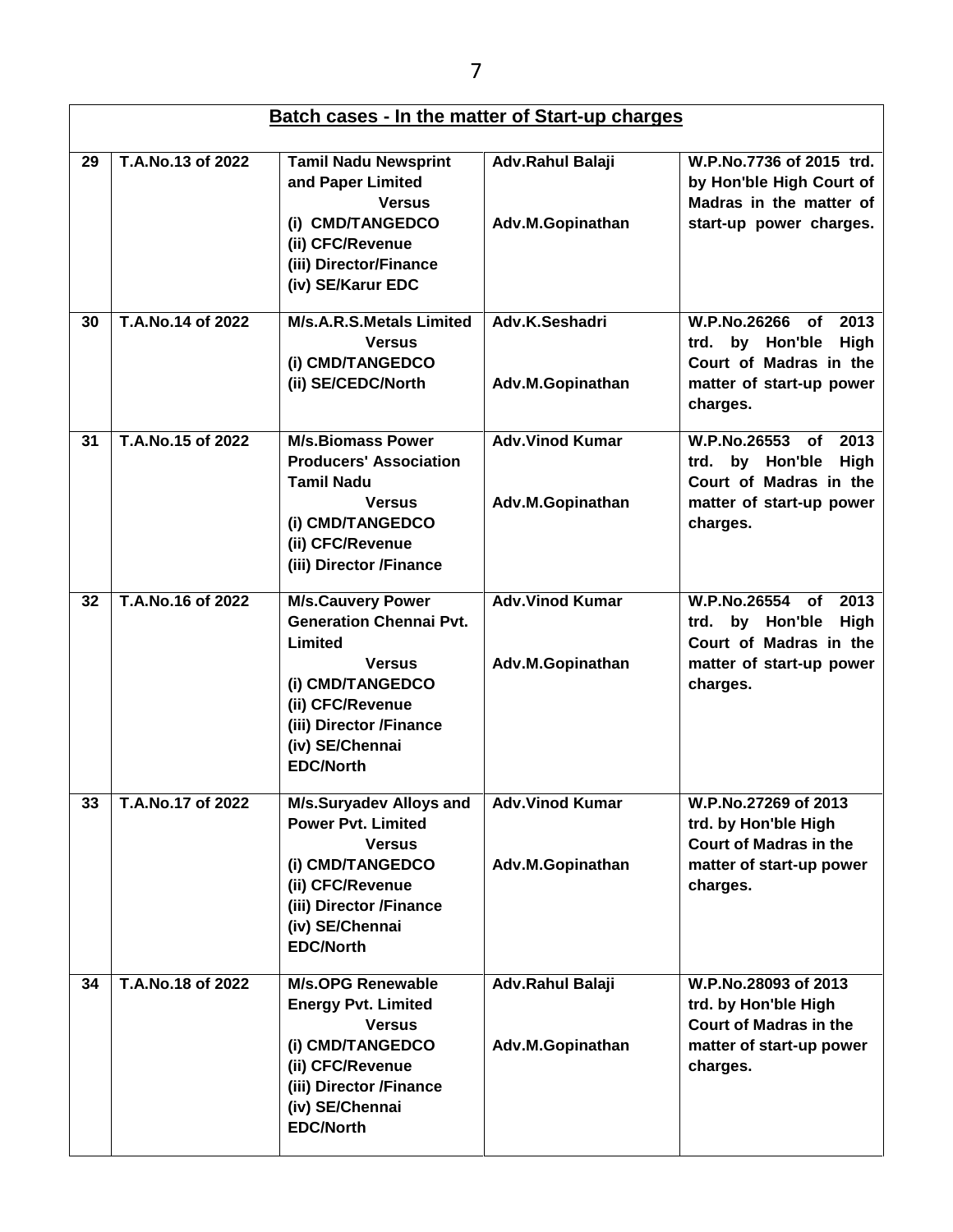| **Batch cases - In the matter of Start-up charges** | | | | |
|---|---|---|---|---|
| **29** | **T.A.No.13 of 2022** | **Tamil Nadu Newsprint and Paper Limited**<br>**Versus**<br>**(i) CMD/TANGEDCO**<br>**(ii) CFC/Revenue**<br>**(iii) Director/Finance**<br>**(iv) SE/Karur EDC** | **Adv.Rahul Balaji**<br><br>**Adv.M.Gopinathan** | **W.P.No.7736 of 2015 trd. by Hon'ble High Court of Madras in the matter of start-up power charges.** |
| **30** | **T.A.No.14 of 2022** | **M/s.A.R.S.Metals Limited**<br>**Versus**<br>**(i) CMD/TANGEDCO**<br>**(ii) SE/CEDC/North** | **Adv.K.Seshadri**<br><br>**Adv.M.Gopinathan** | **W.P.No.26266 of 2013 trd. by Hon'ble High Court of Madras in the matter of start-up power charges.** |
| **31** | **T.A.No.15 of 2022** | **M/s.Biomass Power Producers' Association Tamil Nadu**<br>**Versus**<br>**(i) CMD/TANGEDCO**<br>**(ii) CFC/Revenue**<br>**(iii) Director /Finance** | **Adv.Vinod Kumar**<br><br>**Adv.M.Gopinathan** | **W.P.No.26553 of 2013 trd. by Hon'ble High Court of Madras in the matter of start-up power charges.** |
| **32** | **T.A.No.16 of 2022** | **M/s.Cauvery Power Generation Chennai Pvt. Limited**<br>**Versus**<br>**(i) CMD/TANGEDCO**<br>**(ii) CFC/Revenue**<br>**(iii) Director /Finance**<br>**(iv) SE/Chennai EDC/North** | **Adv.Vinod Kumar**<br><br>**Adv.M.Gopinathan** | **W.P.No.26554 of 2013 trd. by Hon'ble High Court of Madras in the matter of start-up power charges.** |
| **33** | **T.A.No.17 of 2022** | **M/s.Suryadev Alloys and Power Pvt. Limited**<br>**Versus**<br>**(i) CMD/TANGEDCO**<br>**(ii) CFC/Revenue**<br>**(iii) Director /Finance**<br>**(iv) SE/Chennai EDC/North** | **Adv.Vinod Kumar**<br><br>**Adv.M.Gopinathan** | **W.P.No.27269 of 2013 trd. by Hon'ble High Court of Madras in the matter of start-up power charges.** |
| **34** | **T.A.No.18 of 2022** | **M/s.OPG Renewable Energy Pvt. Limited**<br>**Versus**<br>**(i) CMD/TANGEDCO**<br>**(ii) CFC/Revenue**<br>**(iii) Director /Finance**<br>**(iv) SE/Chennai EDC/North** | **Adv.Rahul Balaji**<br><br>**Adv.M.Gopinathan** | **W.P.No.28093 of 2013 trd. by Hon'ble High Court of Madras in the matter of start-up power charges.** |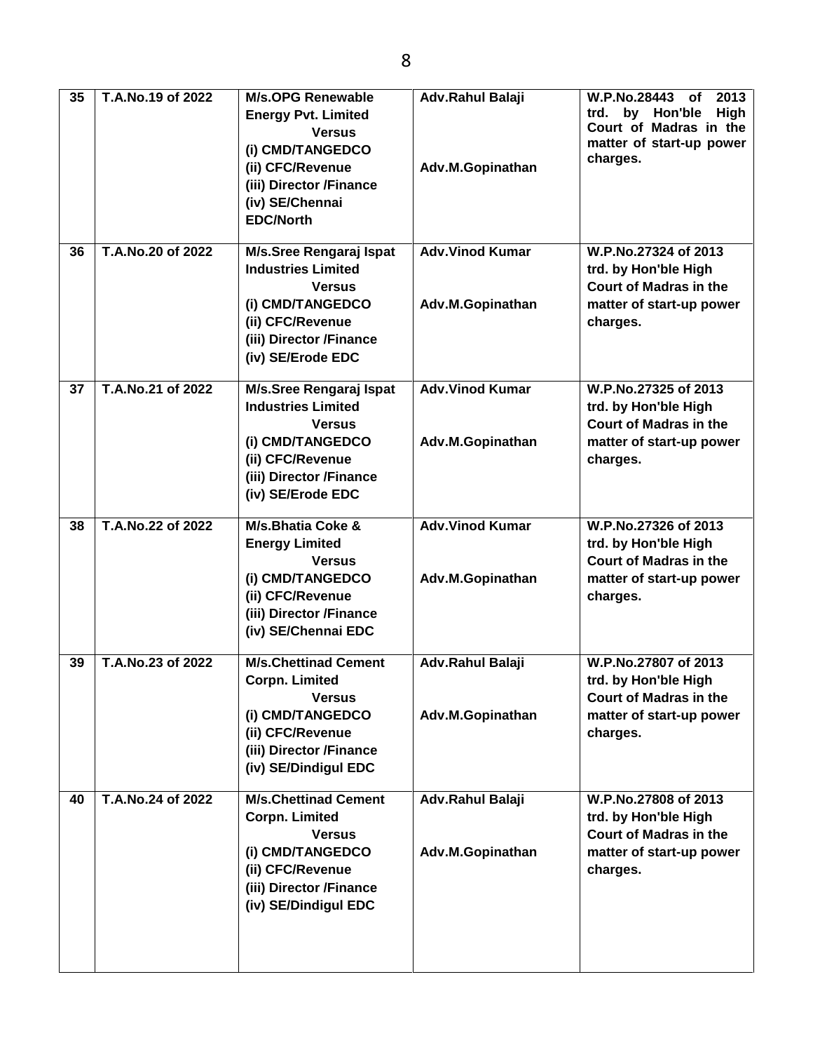| 35 | T.A.No.19 of 2022 | M/s.OPG Renewable Energy Pvt. Limited Versus (i) CMD/TANGEDCO (ii) CFC/Revenue (iii) Director /Finance (iv) SE/Chennai EDC/North | Adv.Rahul Balaji<br><br>Adv.M.Gopinathan | W.P.No.28443 of 2013 trd. by Hon'ble High Court of Madras in the matter of start-up power charges. |
|---|---|---|---|---|
| 36 | T.A.No.20 of 2022 | M/s.Sree Rengaraj Ispat Industries Limited Versus (i) CMD/TANGEDCO (ii) CFC/Revenue (iii) Director /Finance (iv) SE/Erode EDC | Adv.Vinod Kumar<br><br>Adv.M.Gopinathan | W.P.No.27324 of 2013 trd. by Hon'ble High Court of Madras in the matter of start-up power charges. |
| 37 | T.A.No.21 of 2022 | M/s.Sree Rengaraj Ispat Industries Limited Versus (i) CMD/TANGEDCO (ii) CFC/Revenue (iii) Director /Finance (iv) SE/Erode EDC | Adv.Vinod Kumar<br><br>Adv.M.Gopinathan | W.P.No.27325 of 2013 trd. by Hon'ble High Court of Madras in the matter of start-up power charges. |
| 38 | T.A.No.22 of 2022 | M/s.Bhatia Coke & Energy Limited Versus (i) CMD/TANGEDCO (ii) CFC/Revenue (iii) Director /Finance (iv) SE/Chennai EDC | Adv.Vinod Kumar<br><br>Adv.M.Gopinathan | W.P.No.27326 of 2013 trd. by Hon'ble High Court of Madras in the matter of start-up power charges. |
| 39 | T.A.No.23 of 2022 | M/s.Chettinad Cement Corpn. Limited Versus (i) CMD/TANGEDCO (ii) CFC/Revenue (iii) Director /Finance (iv) SE/Dindigul EDC | Adv.Rahul Balaji<br><br>Adv.M.Gopinathan | W.P.No.27807 of 2013 trd. by Hon'ble High Court of Madras in the matter of start-up power charges. |
| 40 | T.A.No.24 of 2022 | M/s.Chettinad Cement Corpn. Limited Versus (i) CMD/TANGEDCO (ii) CFC/Revenue (iii) Director /Finance (iv) SE/Dindigul EDC | Adv.Rahul Balaji<br><br>Adv.M.Gopinathan | W.P.No.27808 of 2013 trd. by Hon'ble High Court of Madras in the matter of start-up power charges. |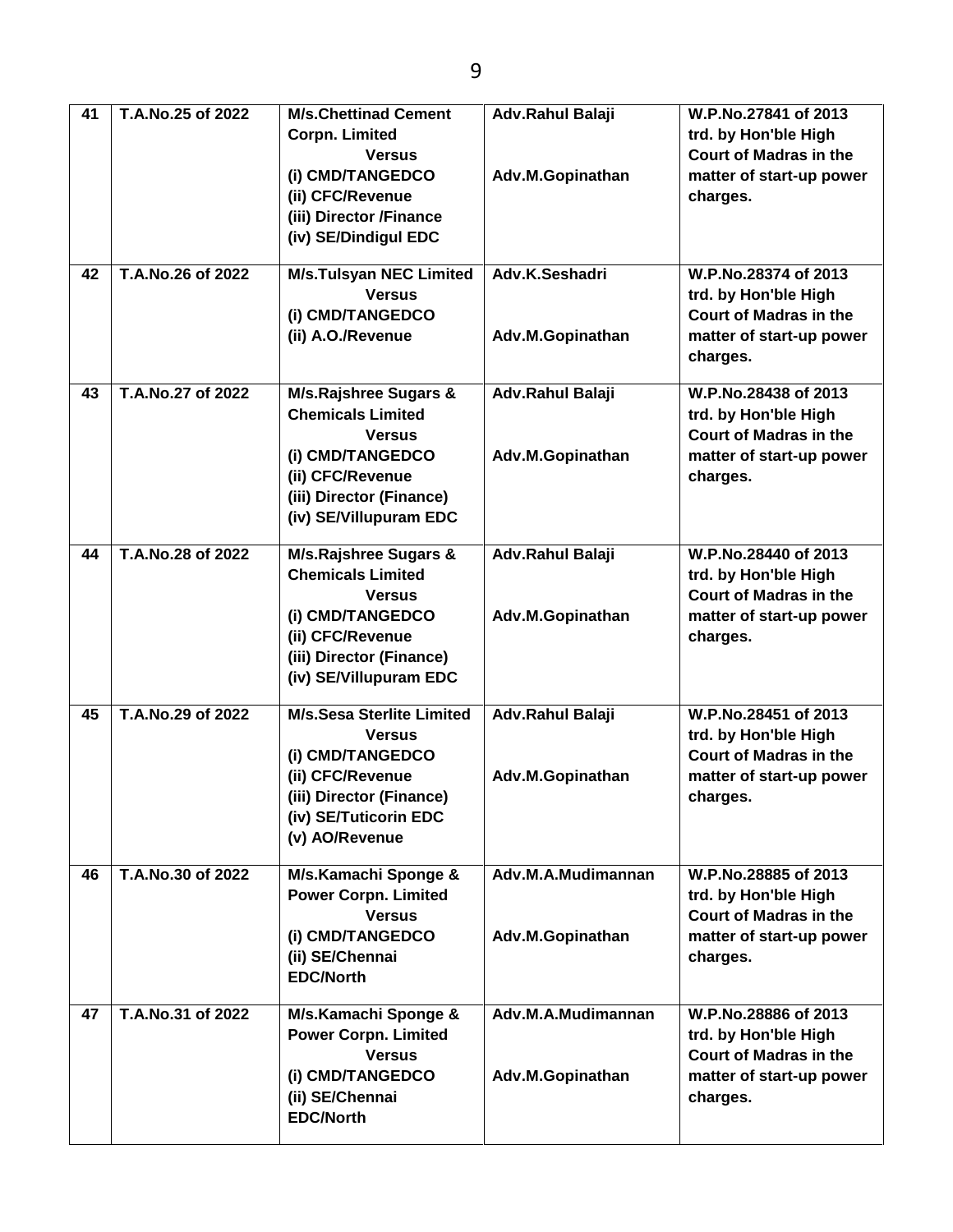| 41 | T.A.No.25 of 2022 | M/s.Chettinad Cement Corpn. Limited<br>Versus<br>(i) CMD/TANGEDCO<br>(ii) CFC/Revenue<br>(iii) Director /Finance<br>(iv) SE/Dindigul EDC | Adv.Rahul Balaji<br><br><br>Adv.M.Gopinathan | W.P.No.27841 of 2013 trd. by Hon'ble High Court of Madras in the matter of start-up power charges. |
|---|---|---|---|---|
| 42 | T.A.No.26 of 2022 | M/s.Tulsyan NEC Limited<br>Versus<br>(i) CMD/TANGEDCO<br>(ii) A.O./Revenue | Adv.K.Seshadri<br><br><br>Adv.M.Gopinathan | W.P.No.28374 of 2013 trd. by Hon'ble High Court of Madras in the matter of start-up power charges. |
| 43 | T.A.No.27 of 2022 | M/s.Rajshree Sugars & Chemicals Limited<br>Versus<br>(i) CMD/TANGEDCO<br>(ii) CFC/Revenue<br>(iii) Director (Finance)<br>(iv) SE/Villupuram EDC | Adv.Rahul Balaji<br><br><br>Adv.M.Gopinathan | W.P.No.28438 of 2013 trd. by Hon'ble High Court of Madras in the matter of start-up power charges. |
| 44 | T.A.No.28 of 2022 | M/s.Rajshree Sugars & Chemicals Limited<br>Versus<br>(i) CMD/TANGEDCO<br>(ii) CFC/Revenue<br>(iii) Director (Finance)<br>(iv) SE/Villupuram EDC | Adv.Rahul Balaji<br><br><br>Adv.M.Gopinathan | W.P.No.28440 of 2013 trd. by Hon'ble High Court of Madras in the matter of start-up power charges. |
| 45 | T.A.No.29 of 2022 | M/s.Sesa Sterlite Limited<br>Versus<br>(i) CMD/TANGEDCO<br>(ii) CFC/Revenue<br>(iii) Director (Finance)<br>(iv) SE/Tuticorin EDC<br>(v) AO/Revenue | Adv.Rahul Balaji<br><br><br>Adv.M.Gopinathan | W.P.No.28451 of 2013 trd. by Hon'ble High Court of Madras in the matter of start-up power charges. |
| 46 | T.A.No.30 of 2022 | M/s.Kamachi Sponge & Power Corpn. Limited<br>Versus<br>(i) CMD/TANGEDCO<br>(ii) SE/Chennai EDC/North | Adv.M.A.Mudimannan<br><br><br>Adv.M.Gopinathan | W.P.No.28885 of 2013 trd. by Hon'ble High Court of Madras in the matter of start-up power charges. |
| 47 | T.A.No.31 of 2022 | M/s.Kamachi Sponge & Power Corpn. Limited<br>Versus<br>(i) CMD/TANGEDCO<br>(ii) SE/Chennai EDC/North | Adv.M.A.Mudimannan<br><br><br>Adv.M.Gopinathan | W.P.No.28886 of 2013 trd. by Hon'ble High Court of Madras in the matter of start-up power charges. |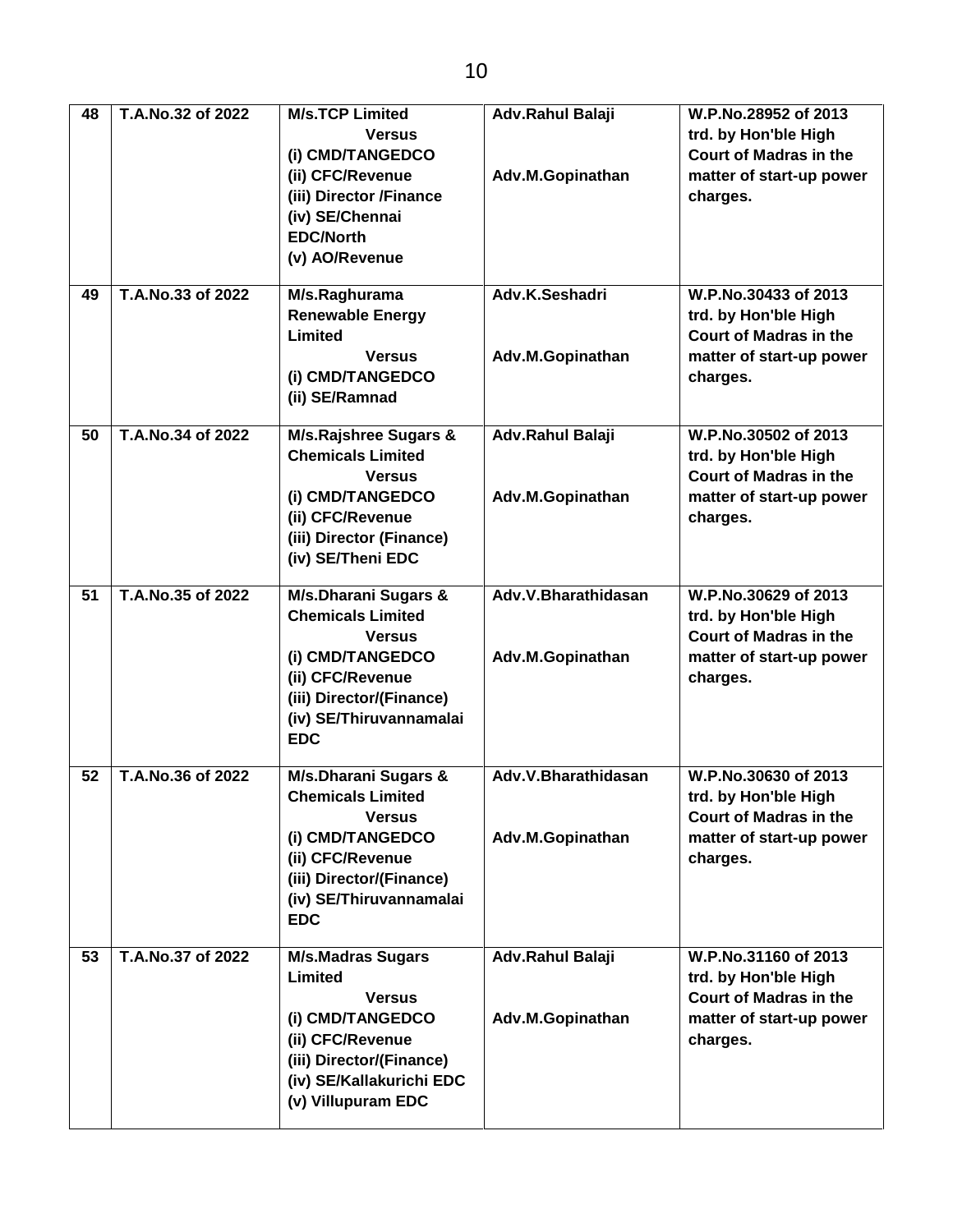| 48 | T.A.No.32 of 2022 | M/s.TCP Limited<br>Versus<br>(i) CMD/TANGEDCO<br>(ii) CFC/Revenue<br>(iii) Director /Finance<br>(iv) SE/Chennai EDC/North<br>(v) AO/Revenue | Adv.Rahul Balaji<br><br>Adv.M.Gopinathan | W.P.No.28952 of 2013 trd. by Hon'ble High Court of Madras in the matter of start-up power charges. |
|---|---|---|---|---|
| 49 | T.A.No.33 of 2022 | M/s.Raghurama Renewable Energy Limited<br>Versus<br>(i) CMD/TANGEDCO<br>(ii) SE/Ramnad | Adv.K.Seshadri<br><br>Adv.M.Gopinathan | W.P.No.30433 of 2013 trd. by Hon'ble High Court of Madras in the matter of start-up power charges. |
| 50 | T.A.No.34 of 2022 | M/s.Rajshree Sugars & Chemicals Limited<br>Versus<br>(i) CMD/TANGEDCO<br>(ii) CFC/Revenue<br>(iii) Director (Finance)<br>(iv) SE/Theni EDC | Adv.Rahul Balaji<br><br>Adv.M.Gopinathan | W.P.No.30502 of 2013 trd. by Hon'ble High Court of Madras in the matter of start-up power charges. |
| 51 | T.A.No.35 of 2022 | M/s.Dharani Sugars & Chemicals Limited<br>Versus<br>(i) CMD/TANGEDCO<br>(ii) CFC/Revenue<br>(iii) Director/(Finance)<br>(iv) SE/Thiruvannamalai EDC | Adv.V.Bharathidasan<br><br>Adv.M.Gopinathan | W.P.No.30629 of 2013 trd. by Hon'ble High Court of Madras in the matter of start-up power charges. |
| 52 | T.A.No.36 of 2022 | M/s.Dharani Sugars & Chemicals Limited<br>Versus<br>(i) CMD/TANGEDCO<br>(ii) CFC/Revenue<br>(iii) Director/(Finance)<br>(iv) SE/Thiruvannamalai EDC | Adv.V.Bharathidasan<br><br>Adv.M.Gopinathan | W.P.No.30630 of 2013 trd. by Hon'ble High Court of Madras in the matter of start-up power charges. |
| 53 | T.A.No.37 of 2022 | M/s.Madras Sugars Limited<br>Versus<br>(i) CMD/TANGEDCO<br>(ii) CFC/Revenue<br>(iii) Director/(Finance)<br>(iv) SE/Kallakurichi EDC<br>(v) Villupuram EDC | Adv.Rahul Balaji<br><br>Adv.M.Gopinathan | W.P.No.31160 of 2013 trd. by Hon'ble High Court of Madras in the matter of start-up power charges. |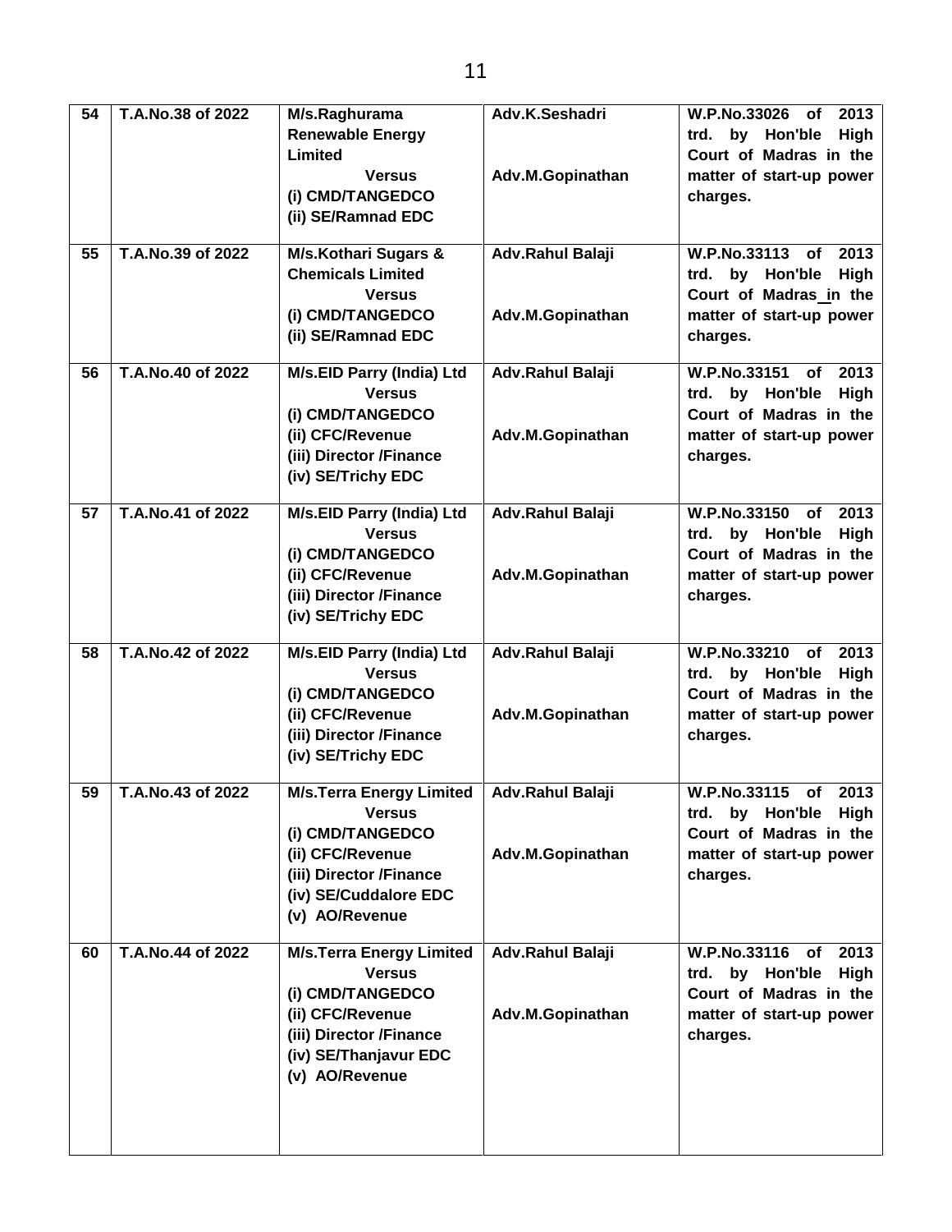| 54 | T.A.No.38 of 2022 | M/s.Raghurama Renewable Energy Limited<br>Versus<br>(i) CMD/TANGEDCO<br>(ii) SE/Ramnad EDC | Adv.K.Seshadri<br><br>Adv.M.Gopinathan | W.P.No.33026 of 2013 trd. by Hon'ble High Court of Madras in the matter of start-up power charges. |
|---|---|---|---|---|
| 55 | T.A.No.39 of 2022 | M/s.Kothari Sugars & Chemicals Limited<br>Versus<br>(i) CMD/TANGEDCO<br>(ii) SE/Ramnad EDC | Adv.Rahul Balaji<br><br>Adv.M.Gopinathan | W.P.No.33113 of 2013 trd. by Hon'ble High Court of Madras_in the matter of start-up power charges. |
| 56 | T.A.No.40 of 2022 | M/s.EID Parry (India) Ltd<br>Versus<br>(i) CMD/TANGEDCO<br>(ii) CFC/Revenue<br>(iii) Director /Finance<br>(iv) SE/Trichy EDC | Adv.Rahul Balaji<br><br>Adv.M.Gopinathan | W.P.No.33151 of 2013 trd. by Hon'ble High Court of Madras in the matter of start-up power charges. |
| 57 | T.A.No.41 of 2022 | M/s.EID Parry (India) Ltd<br>Versus<br>(i) CMD/TANGEDCO<br>(ii) CFC/Revenue<br>(iii) Director /Finance<br>(iv) SE/Trichy EDC | Adv.Rahul Balaji<br><br>Adv.M.Gopinathan | W.P.No.33150 of 2013 trd. by Hon'ble High Court of Madras in the matter of start-up power charges. |
| 58 | T.A.No.42 of 2022 | M/s.EID Parry (India) Ltd<br>Versus<br>(i) CMD/TANGEDCO<br>(ii) CFC/Revenue<br>(iii) Director /Finance<br>(iv) SE/Trichy EDC | Adv.Rahul Balaji<br><br>Adv.M.Gopinathan | W.P.No.33210 of 2013 trd. by Hon'ble High Court of Madras in the matter of start-up power charges. |
| 59 | T.A.No.43 of 2022 | M/s.Terra Energy Limited<br>Versus<br>(i) CMD/TANGEDCO<br>(ii) CFC/Revenue<br>(iii) Director /Finance<br>(iv) SE/Cuddalore EDC<br>(v) AO/Revenue | Adv.Rahul Balaji<br><br>Adv.M.Gopinathan | W.P.No.33115 of 2013 trd. by Hon'ble High Court of Madras in the matter of start-up power charges. |
| 60 | T.A.No.44 of 2022 | M/s.Terra Energy Limited<br>Versus<br>(i) CMD/TANGEDCO<br>(ii) CFC/Revenue<br>(iii) Director /Finance<br>(iv) SE/Thanjavur EDC<br>(v) AO/Revenue | Adv.Rahul Balaji<br><br>Adv.M.Gopinathan | W.P.No.33116 of 2013 trd. by Hon'ble High Court of Madras in the matter of start-up power charges. |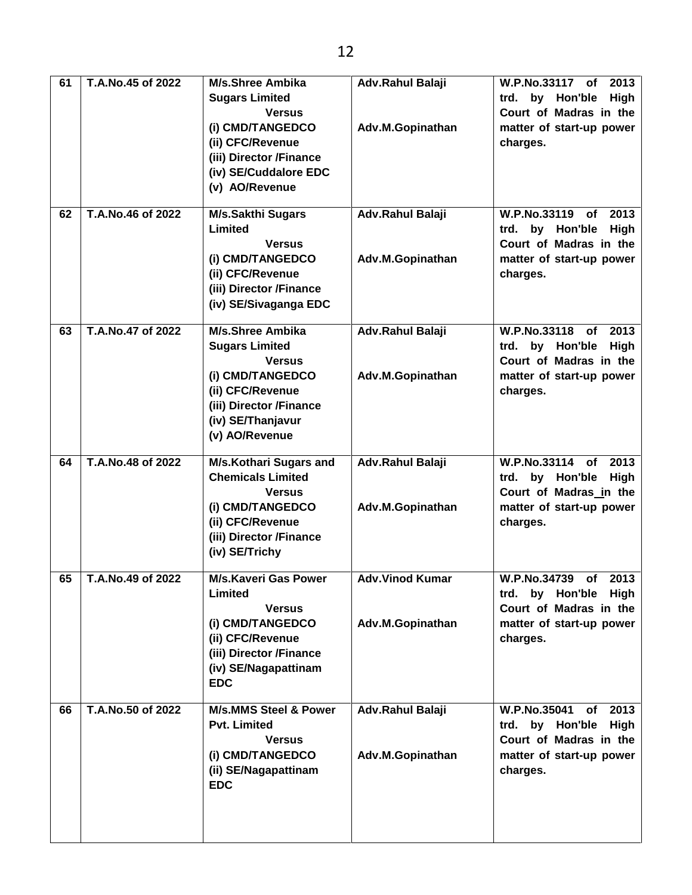| 61 | T.A.No.45 of 2022 | M/s.Shree Ambika Sugars Limited<br>Versus<br>(i) CMD/TANGEDCO<br>(ii) CFC/Revenue<br>(iii) Director /Finance<br>(iv) SE/Cuddalore EDC<br>(v) AO/Revenue | Adv.Rahul Balaji<br><br>Adv.M.Gopinathan | W.P.No.33117 of 2013 trd. by Hon'ble High Court of Madras in the matter of start-up power charges. |
|---|---|---|---|---|
| 62 | T.A.No.46 of 2022 | M/s.Sakthi Sugars Limited<br>Versus<br>(i) CMD/TANGEDCO<br>(ii) CFC/Revenue<br>(iii) Director /Finance<br>(iv) SE/Sivaganga EDC | Adv.Rahul Balaji<br><br>Adv.M.Gopinathan | W.P.No.33119 of 2013 trd. by Hon'ble High Court of Madras in the matter of start-up power charges. |
| 63 | T.A.No.47 of 2022 | M/s.Shree Ambika Sugars Limited<br>Versus<br>(i) CMD/TANGEDCO<br>(ii) CFC/Revenue<br>(iii) Director /Finance<br>(iv) SE/Thanjavur<br>(v) AO/Revenue | Adv.Rahul Balaji<br><br>Adv.M.Gopinathan | W.P.No.33118 of 2013 trd. by Hon'ble High Court of Madras in the matter of start-up power charges. |
| 64 | T.A.No.48 of 2022 | M/s.Kothari Sugars and Chemicals Limited<br>Versus<br>(i) CMD/TANGEDCO<br>(ii) CFC/Revenue<br>(iii) Director /Finance<br>(iv) SE/Trichy | Adv.Rahul Balaji<br><br>Adv.M.Gopinathan | W.P.No.33114 of 2013 trd. by Hon'ble High Court of Madras in the matter of start-up power charges. |
| 65 | T.A.No.49 of 2022 | M/s.Kaveri Gas Power Limited<br>Versus<br>(i) CMD/TANGEDCO<br>(ii) CFC/Revenue<br>(iii) Director /Finance<br>(iv) SE/Nagapattinam EDC | Adv.Vinod Kumar<br><br>Adv.M.Gopinathan | W.P.No.34739 of 2013 trd. by Hon'ble High Court of Madras in the matter of start-up power charges. |
| 66 | T.A.No.50 of 2022 | M/s.MMS Steel & Power Pvt. Limited<br>Versus<br>(i) CMD/TANGEDCO<br>(ii) SE/Nagapattinam EDC | Adv.Rahul Balaji<br><br>Adv.M.Gopinathan | W.P.No.35041 of 2013 trd. by Hon'ble High Court of Madras in the matter of start-up power charges. |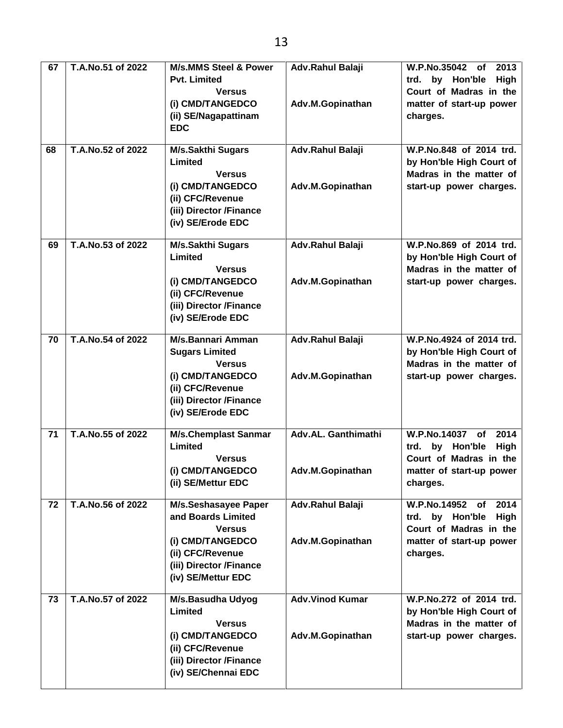| 67 | T.A.No.51 of 2022 | M/s.MMS Steel & Power Pvt. Limited Versus (i) CMD/TANGEDCO (ii) SE/Nagapattinam EDC | Adv.Rahul Balaji Adv.M.Gopinathan | W.P.No.35042 of 2013 trd. by Hon'ble High Court of Madras in the matter of start-up power charges. |
|---|---|---|---|---|
| 68 | T.A.No.52 of 2022 | M/s.Sakthi Sugars Limited Versus (i) CMD/TANGEDCO (ii) CFC/Revenue (iii) Director /Finance (iv) SE/Erode EDC | Adv.Rahul Balaji Adv.M.Gopinathan | W.P.No.848 of 2014 trd. by Hon'ble High Court of Madras in the matter of start-up power charges. |
| 69 | T.A.No.53 of 2022 | M/s.Sakthi Sugars Limited Versus (i) CMD/TANGEDCO (ii) CFC/Revenue (iii) Director /Finance (iv) SE/Erode EDC | Adv.Rahul Balaji Adv.M.Gopinathan | W.P.No.869 of 2014 trd. by Hon'ble High Court of Madras in the matter of start-up power charges. |
| 70 | T.A.No.54 of 2022 | M/s.Bannari Amman Sugars Limited Versus (i) CMD/TANGEDCO (ii) CFC/Revenue (iii) Director /Finance (iv) SE/Erode EDC | Adv.Rahul Balaji Adv.M.Gopinathan | W.P.No.4924 of 2014 trd. by Hon'ble High Court of Madras in the matter of start-up power charges. |
| 71 | T.A.No.55 of 2022 | M/s.Chemplast Sanmar Limited Versus (i) CMD/TANGEDCO (ii) SE/Mettur EDC | Adv.AL. Ganthimathi Adv.M.Gopinathan | W.P.No.14037 of 2014 trd. by Hon'ble High Court of Madras in the matter of start-up power charges. |
| 72 | T.A.No.56 of 2022 | M/s.Seshasayee Paper and Boards Limited Versus (i) CMD/TANGEDCO (ii) CFC/Revenue (iii) Director /Finance (iv) SE/Mettur EDC | Adv.Rahul Balaji Adv.M.Gopinathan | W.P.No.14952 of 2014 trd. by Hon'ble High Court of Madras in the matter of start-up power charges. |
| 73 | T.A.No.57 of 2022 | M/s.Basudha Udyog Limited Versus (i) CMD/TANGEDCO (ii) CFC/Revenue (iii) Director /Finance (iv) SE/Chennai EDC | Adv.Vinod Kumar Adv.M.Gopinathan | W.P.No.272 of 2014 trd. by Hon'ble High Court of Madras in the matter of start-up power charges. |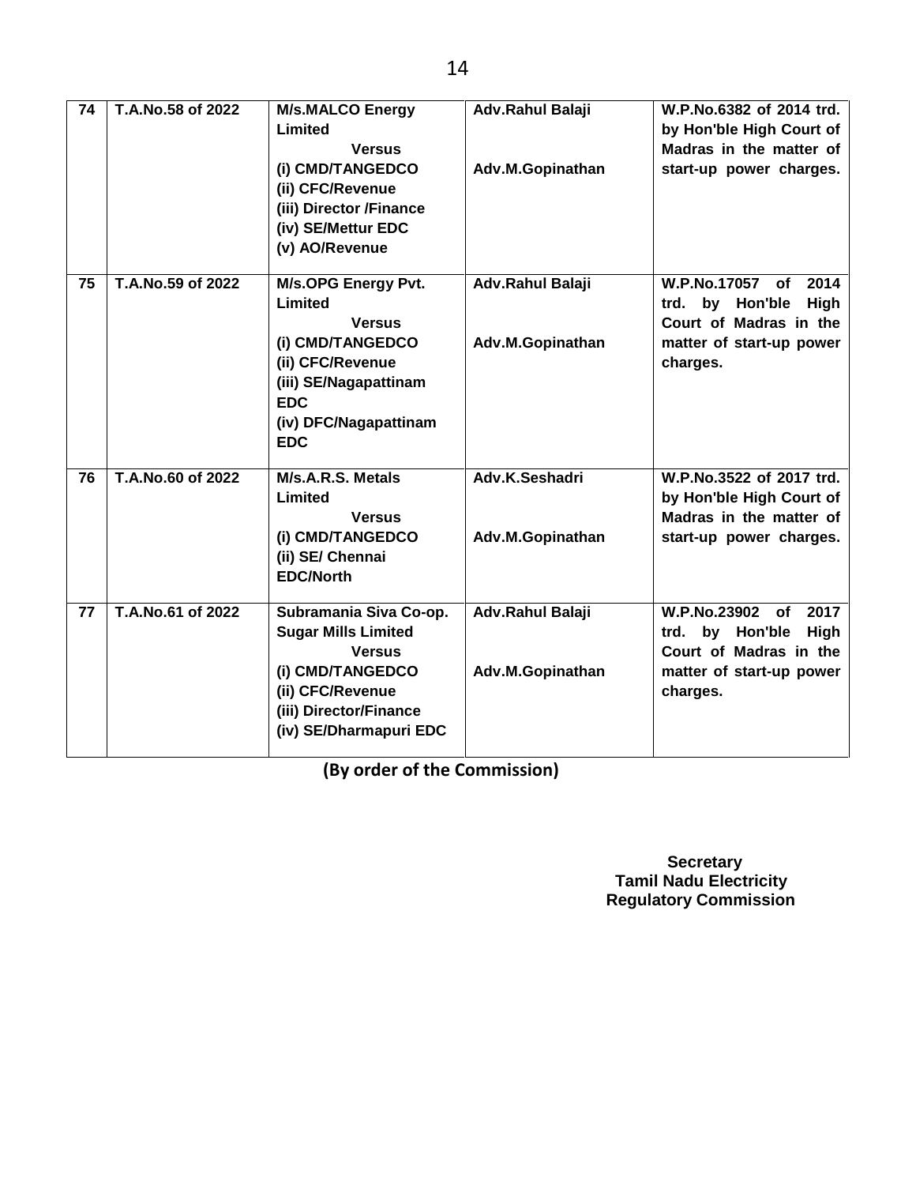| | | | | |
|---|---|---|---|---|
| **74** | **T.A.No.58 of 2022** | **M/s.MALCO Energy Limited**<br>**Versus**<br>**(i) CMD/TANGEDCO**<br>**(ii) CFC/Revenue**<br>**(iii) Director /Finance**<br>**(iv) SE/Mettur EDC**<br>**(v) AO/Revenue** | **Adv.Rahul Balaji**<br><br><br>**Adv.M.Gopinathan** | **W.P.No.6382 of 2014 trd. by Hon'ble High Court of Madras in the matter of start-up power charges.** |
| **75** | **T.A.No.59 of 2022** | **M/s.OPG Energy Pvt. Limited**<br>**Versus**<br>**(i) CMD/TANGEDCO**<br>**(ii) CFC/Revenue**<br>**(iii) SE/Nagapattinam EDC**<br>**(iv) DFC/Nagapattinam EDC** | **Adv.Rahul Balaji**<br><br><br>**Adv.M.Gopinathan** | **W.P.No.17057 of 2014 trd. by Hon'ble High Court of Madras in the matter of start-up power charges.** |
| **76** | **T.A.No.60 of 2022** | **M/s.A.R.S. Metals Limited**<br>**Versus**<br>**(i) CMD/TANGEDCO**<br>**(ii) SE/ Chennai EDC/North** | **Adv.K.Seshadri**<br><br><br>**Adv.M.Gopinathan** | **W.P.No.3522 of 2017 trd. by Hon'ble High Court of Madras in the matter of start-up power charges.** |
| **77** | **T.A.No.61 of 2022** | **Subramania Siva Co-op. Sugar Mills Limited**<br>**Versus**<br>**(i) CMD/TANGEDCO**<br>**(ii) CFC/Revenue**<br>**(iii) Director/Finance**<br>**(iv) SE/Dharmapuri EDC** | **Adv.Rahul Balaji**<br><br><br>**Adv.M.Gopinathan** | **W.P.No.23902 of 2017 trd. by Hon'ble High Court of Madras in the matter of start-up power charges.** |

**(By order of the Commission)**

**Secretary**
**Tamil Nadu Electricity Regulatory Commission**